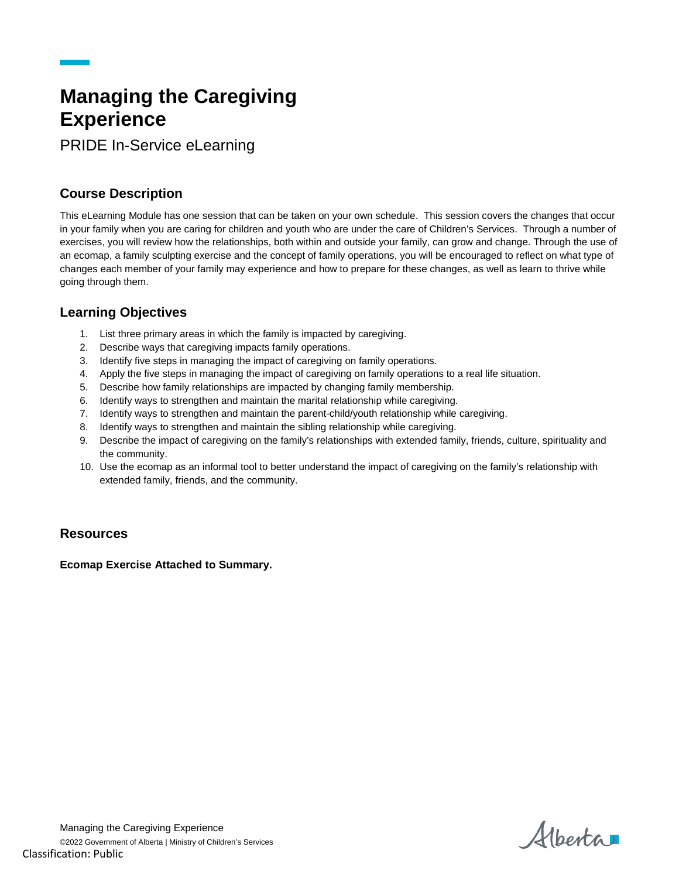# Managing the Caregiving Experience

PRIDE In-Service eLearning

## Course Description

This eLearning Module has one session that can be taken on your own schedule. This session covers the changes that occur in your family when you are caring for children and youth who are under the care of Children's Services. Through a number of exercises, you will review how the relationships, both within and outside your family, can grow and change. Through the use of an ecomap, a family sculpting exercise and the concept of family operations, you will be encouraged to reflect on what type of changes each member of your family may experience and how to prepare for these changes, as well as learn to thrive while going through them.

## Learning Objectives

1. List three primary areas in which the family is impacted by caregiving.
2. Describe ways that caregiving impacts family operations.
3. Identify five steps in managing the impact of caregiving on family operations.
4. Apply the five steps in managing the impact of caregiving on family operations to a real life situation.
5. Describe how family relationships are impacted by changing family membership.
6. Identify ways to strengthen and maintain the marital relationship while caregiving.
7. Identify ways to strengthen and maintain the parent-child/youth relationship while caregiving.
8. Identify ways to strengthen and maintain the sibling relationship while caregiving.
9. Describe the impact of caregiving on the family's relationships with extended family, friends, culture, spirituality and the community.
10. Use the ecomap as an informal tool to better understand the impact of caregiving on the family's relationship with extended family, friends, and the community.

## Resources

**Ecomap Exercise Attached to Summary.**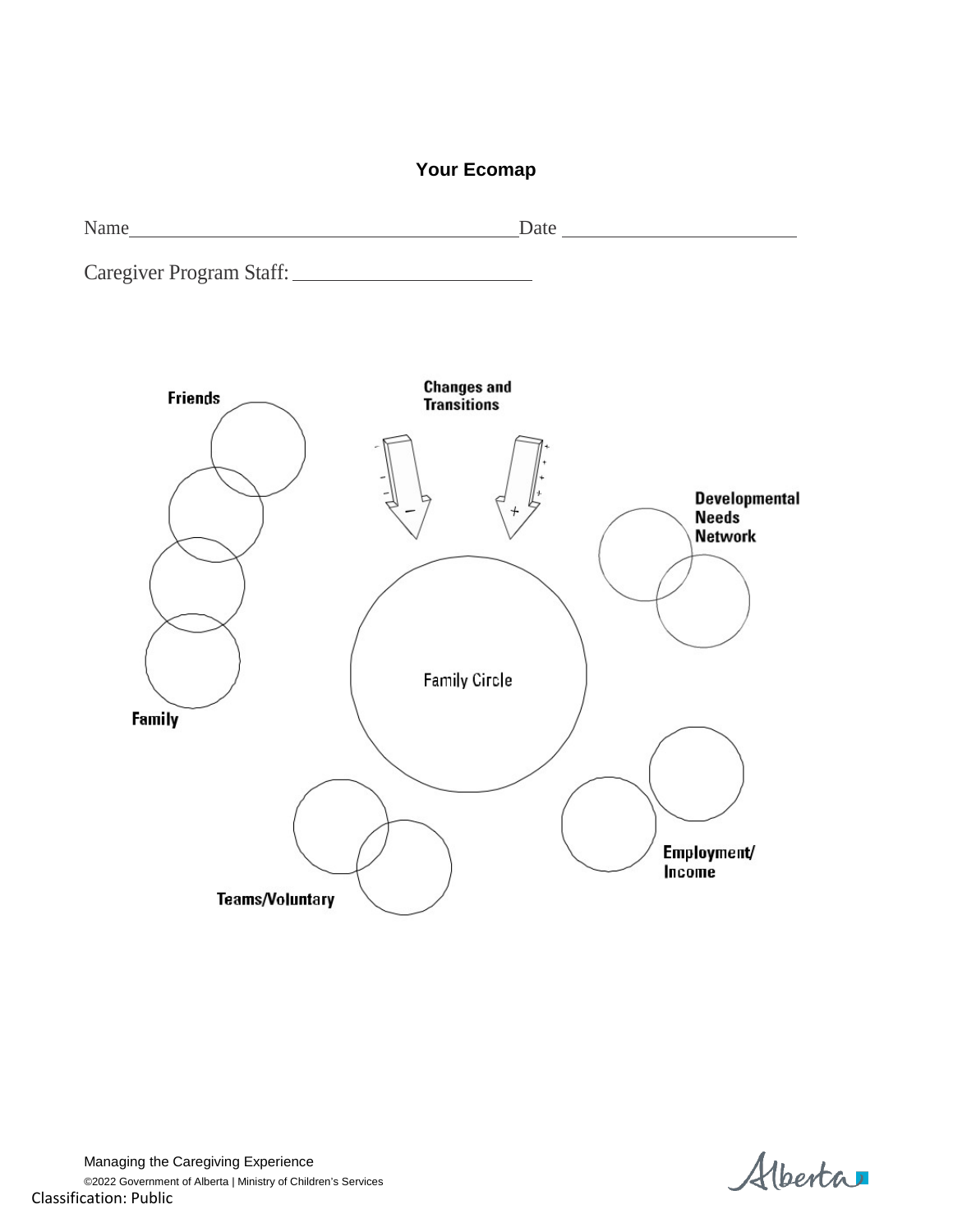**Your Ecomap**

Name________________________________ Date ____________________

Caregiver Program Staff: ____________________

Friends

Changes and Transitions

Developmental Needs Network

Family Circle

Family

Employment/ Income

Teams/Voluntary

Managing the Caregiving Experience

©2022 Government of Alberta | Ministry of Children's Services

Classification: Public